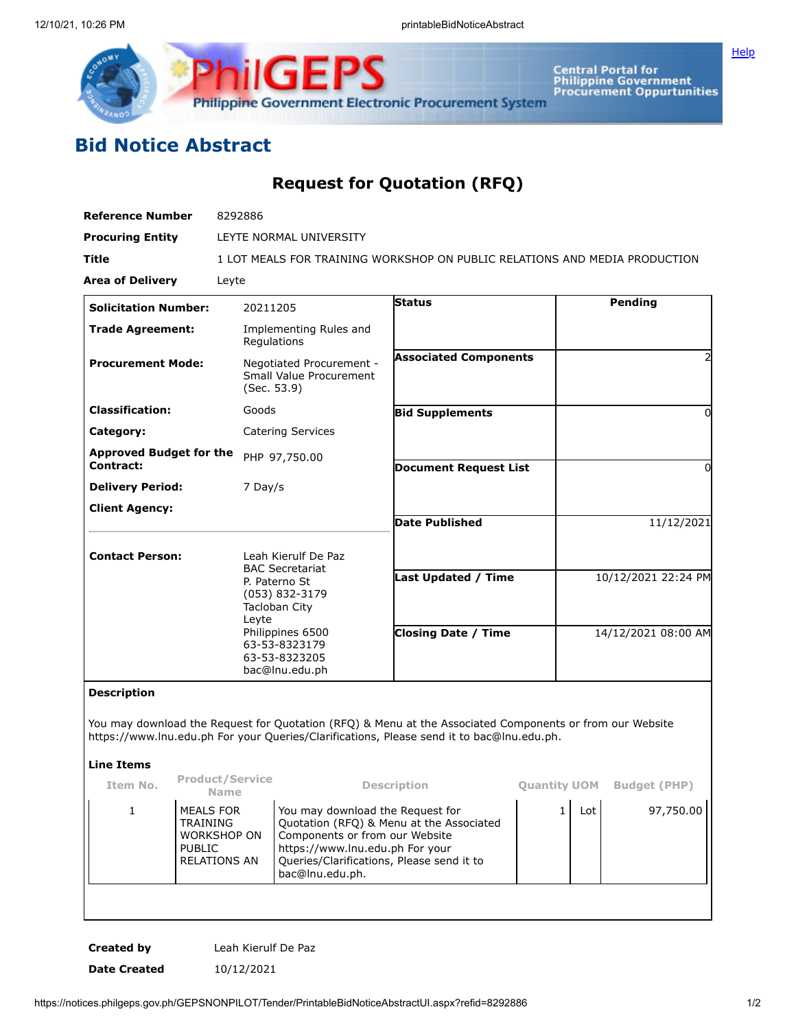# Bid Notice Abstract

## Request for Quotation (RFQ)

| | |
|---|---|
| **Reference Number** | 8292886 |
| **Procuring Entity** | LEYTE NORMAL UNIVERSITY |
| **Title** | 1 LOT MEALS FOR TRAINING WORKSHOP ON PUBLIC RELATIONS AND MEDIA PRODUCTION |
| **Area of Delivery** | Leyte |

| | | | |
|---|---|---|---|
| **Solicitation Number:** | 20211205 | **Status** | Pending |
| **Trade Agreement:** | Implementing Rules and Regulations | | |
| **Procurement Mode:** | Negotiated Procurement - Small Value Procurement (Sec. 53.9) | **Associated Components** | 2 |
| **Classification:** | Goods | **Bid Supplements** | 0 |
| **Category:** | Catering Services | | |
| **Approved Budget for the Contract:** | PHP 97,750.00 | **Document Request List** | 0 |
| **Delivery Period:** | 7 Day/s | | |
| **Client Agency:** | | **Date Published** | 11/12/2021 |
| **Contact Person:** | Leah Kierulf De Paz<br>BAC Secretariat<br>P. Paterno St<br>(053) 832-3179<br>Tacloban City<br>Leyte<br>Philippines 6500<br>63-53-8323179<br>63-53-8323205<br>bac@lnu.edu.ph | **Last Updated / Time** | 10/12/2021 22:24 PM |
| | | **Closing Date / Time** | 14/12/2021 08:00 AM |

**Description**

You may download the Request for Quotation (RFQ) & Menu at the Associated Components or from our Website https://www.lnu.edu.ph For your Queries/Clarifications, Please send it to bac@lnu.edu.ph.

**Line Items**

| Item No. | Product/Service Name | Description | Quantity | UOM | Budget (PHP) |
|---|---|---|---|---|---|
| 1 | MEALS FOR TRAINING WORKSHOP ON PUBLIC RELATIONS AN | You may download the Request for Quotation (RFQ) & Menu at the Associated Components or from our Website https://www.lnu.edu.ph For your Queries/Clarifications, Please send it to bac@lnu.edu.ph. | 1 | Lot | 97,750.00 |

| | |
|---|---|
| **Created by** | Leah Kierulf De Paz |
| **Date Created** | 10/12/2021 |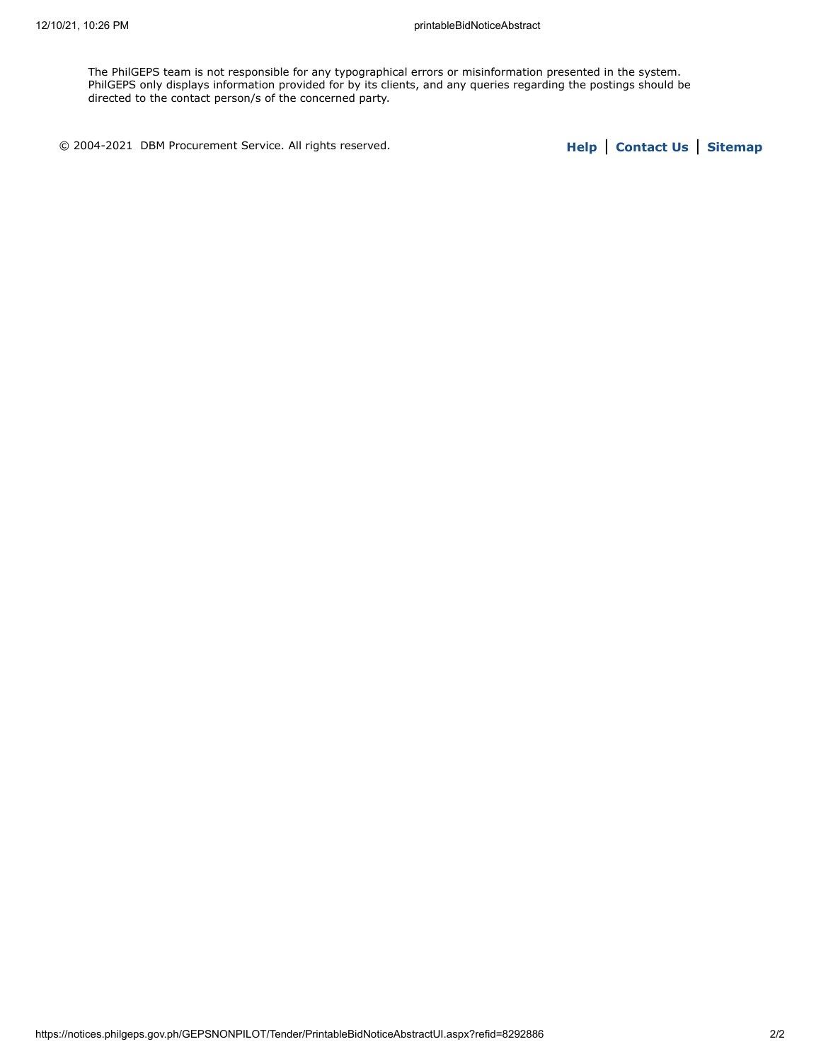The PhilGEPS team is not responsible for any typographical errors or misinformation presented in the system. PhilGEPS only displays information provided for by its clients, and any queries regarding the postings should be directed to the contact person/s of the concerned party.

© 2004-2021 DBM Procurement Service. All rights reserved.

**Help** | **Contact Us** | **Sitemap**